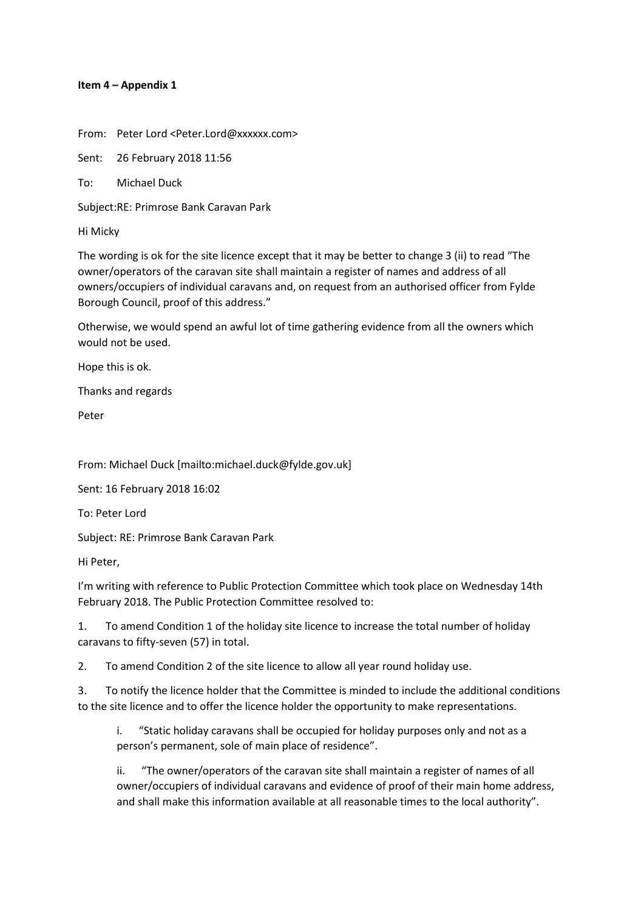**Item 4 – Appendix 1**

From: Peter Lord <Peter.Lord@xxxxxx.com>

Sent: 26 February 2018 11:56

To: Michael Duck

Subject:RE: Primrose Bank Caravan Park

Hi Micky

The wording is ok for the site licence except that it may be better to change 3 (ii) to read "The owner/operators of the caravan site shall maintain a register of names and address of all owners/occupiers of individual caravans and, on request from an authorised officer from Fylde Borough Council, proof of this address."

Otherwise, we would spend an awful lot of time gathering evidence from all the owners which would not be used.

Hope this is ok.

Thanks and regards

Peter

From: Michael Duck [mailto:michael.duck@fylde.gov.uk]

Sent: 16 February 2018 16:02

To: Peter Lord

Subject: RE: Primrose Bank Caravan Park

Hi Peter,

I'm writing with reference to Public Protection Committee which took place on Wednesday 14th February 2018. The Public Protection Committee resolved to:

1. To amend Condition 1 of the holiday site licence to increase the total number of holiday caravans to fifty-seven (57) in total.
2. To amend Condition 2 of the site licence to allow all year round holiday use.
3. To notify the licence holder that the Committee is minded to include the additional conditions to the site licence and to offer the licence holder the opportunity to make representations.

   i. "Static holiday caravans shall be occupied for holiday purposes only and not as a person's permanent, sole of main place of residence".

   ii. "The owner/operators of the caravan site shall maintain a register of names of all owner/occupiers of individual caravans and evidence of proof of their main home address, and shall make this information available at all reasonable times to the local authority".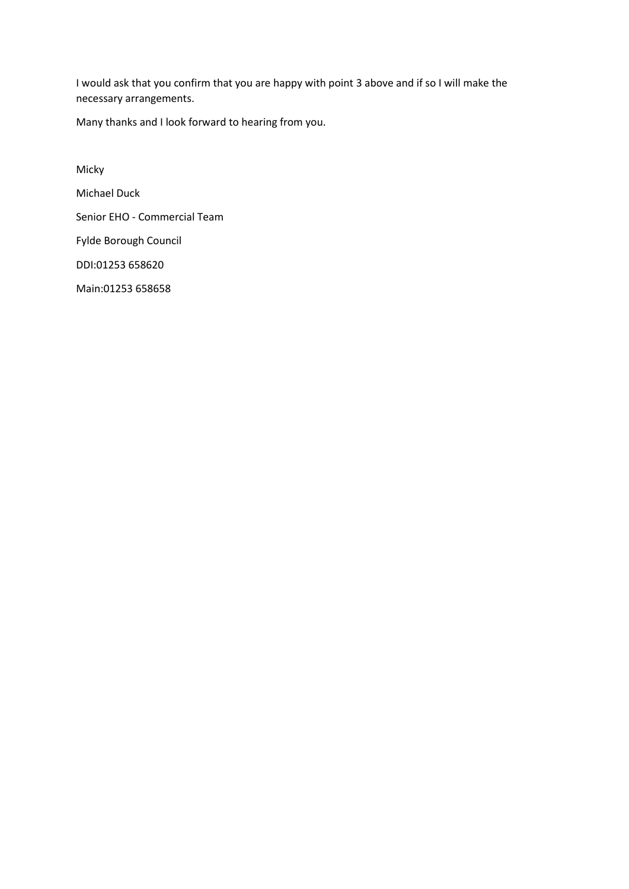I would ask that you confirm that you are happy with point 3 above and if so I will make the necessary arrangements.

Many thanks and I look forward to hearing from you.

Micky

Michael Duck

Senior EHO - Commercial Team

Fylde Borough Council

DDI:01253 658620

Main:01253 658658